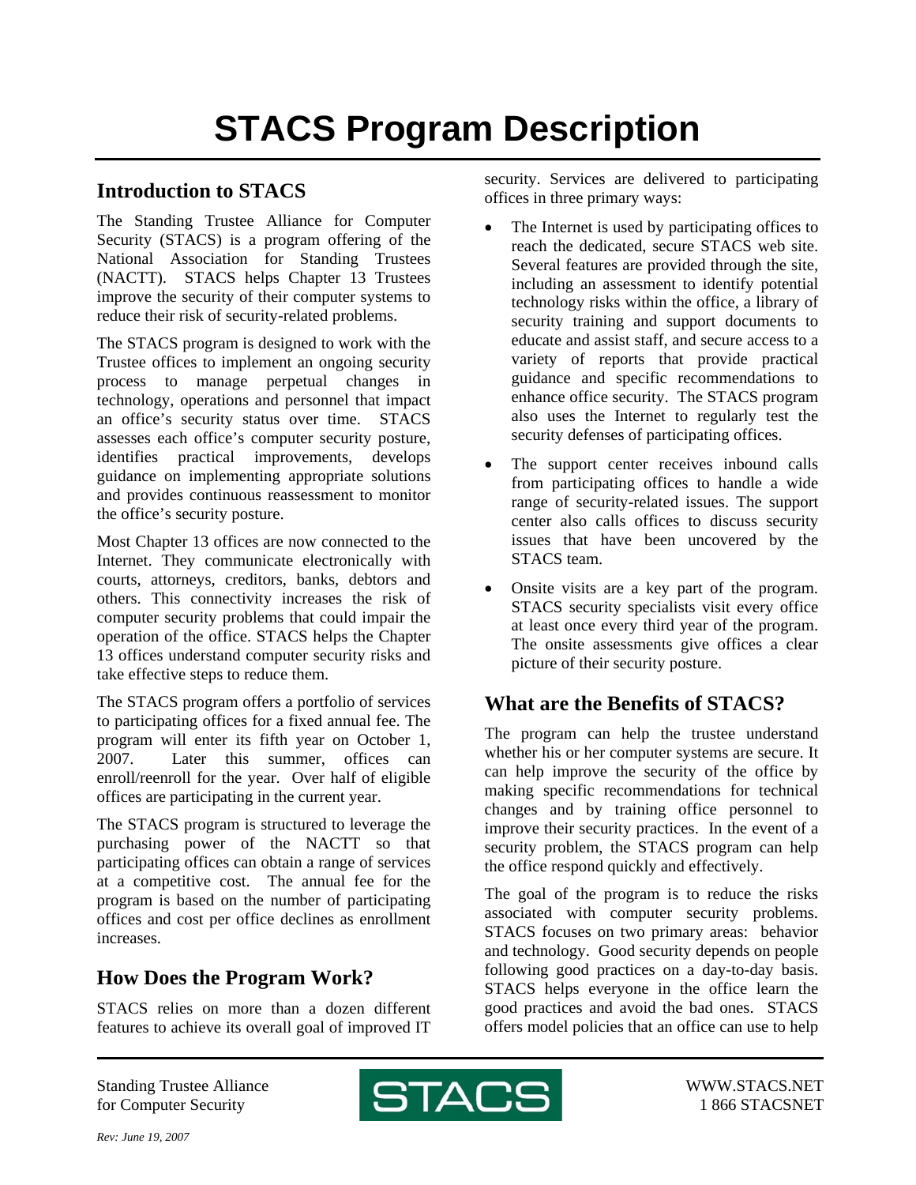# STACS Program Description

## Introduction to STACS

The Standing Trustee Alliance for Computer Security (STACS) is a program offering of the National Association for Standing Trustees (NACTT). STACS helps Chapter 13 Trustees improve the security of their computer systems to reduce their risk of security-related problems.

The STACS program is designed to work with the Trustee offices to implement an ongoing security process to manage perpetual changes in technology, operations and personnel that impact an office's security status over time. STACS assesses each office's computer security posture, identifies practical improvements, develops guidance on implementing appropriate solutions and provides continuous reassessment to monitor the office's security posture.

Most Chapter 13 offices are now connected to the Internet. They communicate electronically with courts, attorneys, creditors, banks, debtors and others. This connectivity increases the risk of computer security problems that could impair the operation of the office. STACS helps the Chapter 13 offices understand computer security risks and take effective steps to reduce them.

The STACS program offers a portfolio of services to participating offices for a fixed annual fee. The program will enter its fifth year on October 1, 2007. Later this summer, offices can enroll/reenroll for the year. Over half of eligible offices are participating in the current year.

The STACS program is structured to leverage the purchasing power of the NACTT so that participating offices can obtain a range of services at a competitive cost. The annual fee for the program is based on the number of participating offices and cost per office declines as enrollment increases.

## How Does the Program Work?

STACS relies on more than a dozen different features to achieve its overall goal of improved IT security. Services are delivered to participating offices in three primary ways:

- The Internet is used by participating offices to reach the dedicated, secure STACS web site. Several features are provided through the site, including an assessment to identify potential technology risks within the office, a library of security training and support documents to educate and assist staff, and secure access to a variety of reports that provide practical guidance and specific recommendations to enhance office security. The STACS program also uses the Internet to regularly test the security defenses of participating offices.
- The support center receives inbound calls from participating offices to handle a wide range of security-related issues. The support center also calls offices to discuss security issues that have been uncovered by the STACS team.
- Onsite visits are a key part of the program. STACS security specialists visit every office at least once every third year of the program. The onsite assessments give offices a clear picture of their security posture.

## What are the Benefits of STACS?

The program can help the trustee understand whether his or her computer systems are secure. It can help improve the security of the office by making specific recommendations for technical changes and by training office personnel to improve their security practices. In the event of a security problem, the STACS program can help the office respond quickly and effectively.

The goal of the program is to reduce the risks associated with computer security problems. STACS focuses on two primary areas: behavior and technology. Good security depends on people following good practices on a day-to-day basis. STACS helps everyone in the office learn the good practices and avoid the bad ones. STACS offers model policies that an office can use to help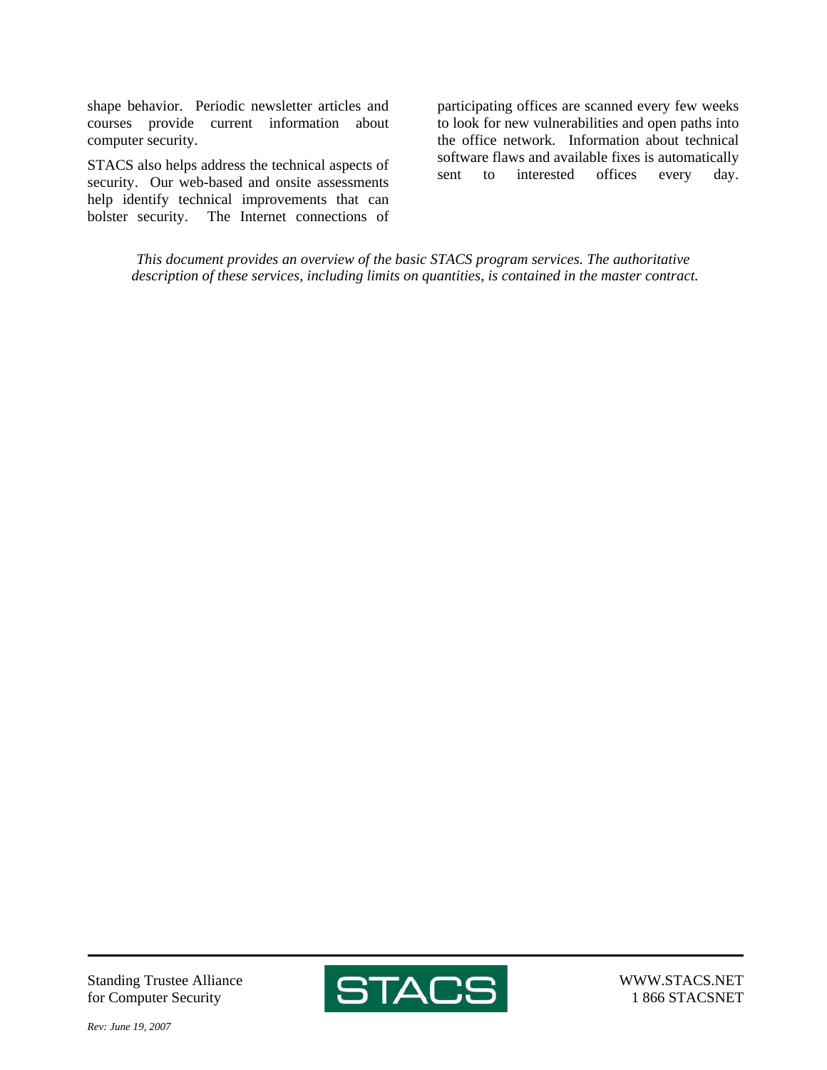shape behavior. Periodic newsletter articles and courses provide current information about computer security.

STACS also helps address the technical aspects of security. Our web-based and onsite assessments help identify technical improvements that can bolster security. The Internet connections of participating offices are scanned every few weeks to look for new vulnerabilities and open paths into the office network. Information about technical software flaws and available fixes is automatically sent to interested offices every day.

*This document provides an overview of the basic STACS program services. The authoritative description of these services, including limits on quantities, is contained in the master contract.*

Standing Trustee Alliance for Computer Security

STACS

WWW.STACS.NET
1 866 STACSNET

*Rev: June 19, 2007*